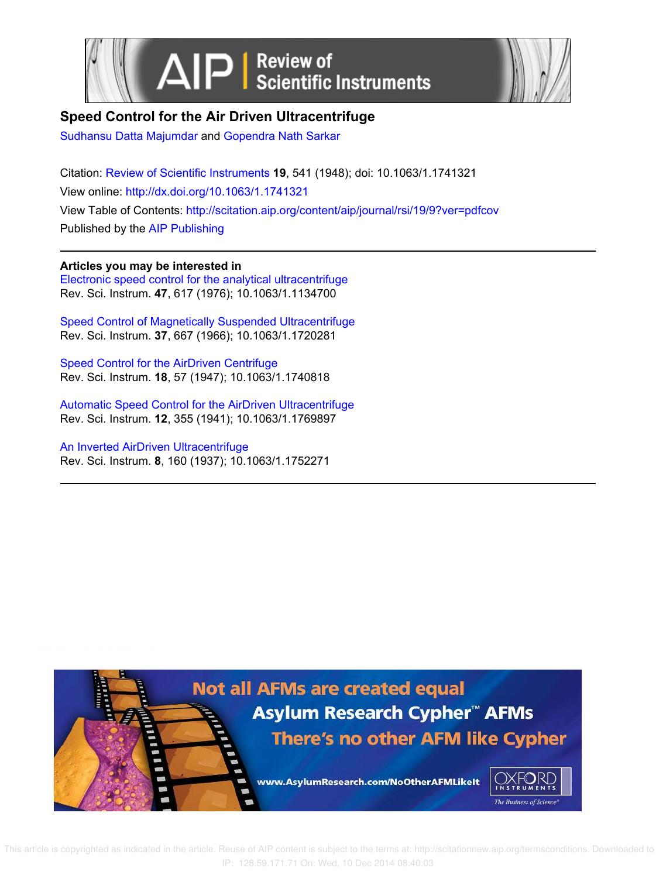# Speed Control for the Air Driven Ultracentrifuge

Sudhansu Datta Majumdar and Gopendra Nath Sarkar

Citation: Review of Scientific Instruments **19**, 541 (1948); doi: 10.1063/1.1741321

View online: http://dx.doi.org/10.1063/1.1741321

View Table of Contents: http://scitation.aip.org/content/aip/journal/rsi/19/9?ver=pdfcov

Published by the AIP Publishing

## Articles you may be interested in

Electronic speed control for the analytical ultracentrifuge
Rev. Sci. Instrum. **47**, 617 (1976); 10.1063/1.1134700

Speed Control of Magnetically Suspended Ultracentrifuge
Rev. Sci. Instrum. **37**, 667 (1966); 10.1063/1.1720281

Speed Control for the AirDriven Centrifuge
Rev. Sci. Instrum. **18**, 57 (1947); 10.1063/1.1740818

Automatic Speed Control for the AirDriven Ultracentrifuge
Rev. Sci. Instrum. **12**, 355 (1941); 10.1063/1.1769897

An Inverted AirDriven Ultracentrifuge
Rev. Sci. Instrum. **8**, 160 (1937); 10.1063/1.1752271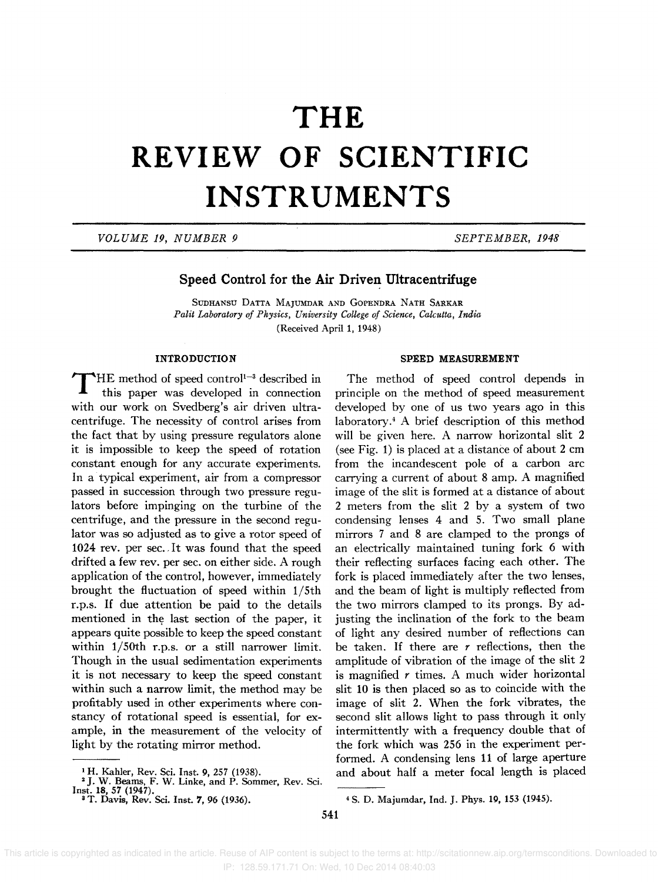# THE REVIEW OF SCIENTIFIC INSTRUMENTS

*VOLUME 19, NUMBER 9* — *SEPTEMBER, 1948*

## Speed Control for the Air Driven Ultracentrifuge

SUDHANSU DATTA MAJUMDAR AND GOPENDRA NATH SARKAR
*Palit Laboratory of Physics, University College of Science, Calcutta, India*
(Received April 1, 1948)

### INTRODUCTION

THE method of speed control[1–3] described in this paper was developed in connection with our work on Svedberg's air driven ultracentrifuge. The necessity of control arises from the fact that by using pressure regulators alone it is impossible to keep the speed of rotation constant enough for any accurate experiments. In a typical experiment, air from a compressor passed in succession through two pressure regulators before impinging on the turbine of the centrifuge, and the pressure in the second regulator was so adjusted as to give a rotor speed of 1024 rev. per sec. It was found that the speed drifted a few rev. per sec. on either side. A rough application of the control, however, immediately brought the fluctuation of speed within 1/5th r.p.s. If due attention be paid to the details mentioned in the last section of the paper, it appears quite possible to keep the speed constant within 1/50th r.p.s. or a still narrower limit. Though in the usual sedimentation experiments it is not necessary to keep the speed constant within such a narrow limit, the method may be profitably used in other experiments where constancy of rotational speed is essential, for example, in the measurement of the velocity of light by the rotating mirror method.

### SPEED MEASUREMENT

The method of speed control depends in principle on the method of speed measurement developed by one of us two years ago in this laboratory.[4] A brief description of this method will be given here. A narrow horizontal slit 2 (see Fig. 1) is placed at a distance of about 2 cm from the incandescent pole of a carbon arc carrying a current of about 8 amp. A magnified image of the slit is formed at a distance of about 2 meters from the slit 2 by a system of two condensing lenses 4 and 5. Two small plane mirrors 7 and 8 are clamped to the prongs of an electrically maintained tuning fork 6 with their reflecting surfaces facing each other. The fork is placed immediately after the two lenses, and the beam of light is multiply reflected from the two mirrors clamped to its prongs. By adjusting the inclination of the fork to the beam of light any desired number of reflections can be taken. If there are $r$ reflections, then the amplitude of vibration of the image of the slit 2 is magnified $r$ times. A much wider horizontal slit 10 is then placed so as to coincide with the image of slit 2. When the fork vibrates, the second slit allows light to pass through it only intermittently with a frequency double that of the fork which was 256 in the experiment performed. A condensing lens 11 of large aperture and about half a meter focal length is placed

---

[1] H. Kahler, Rev. Sci. Inst. 9, 257 (1938).
[2] J. W. Beams, F. W. Linke, and P. Sommer, Rev. Sci. Inst. 18, 57 (1947).
[3] T. Davis, Rev. Sci. Inst. 7, 96 (1936).
[4] S. D. Majumdar, Ind. J. Phys. 19, 153 (1945).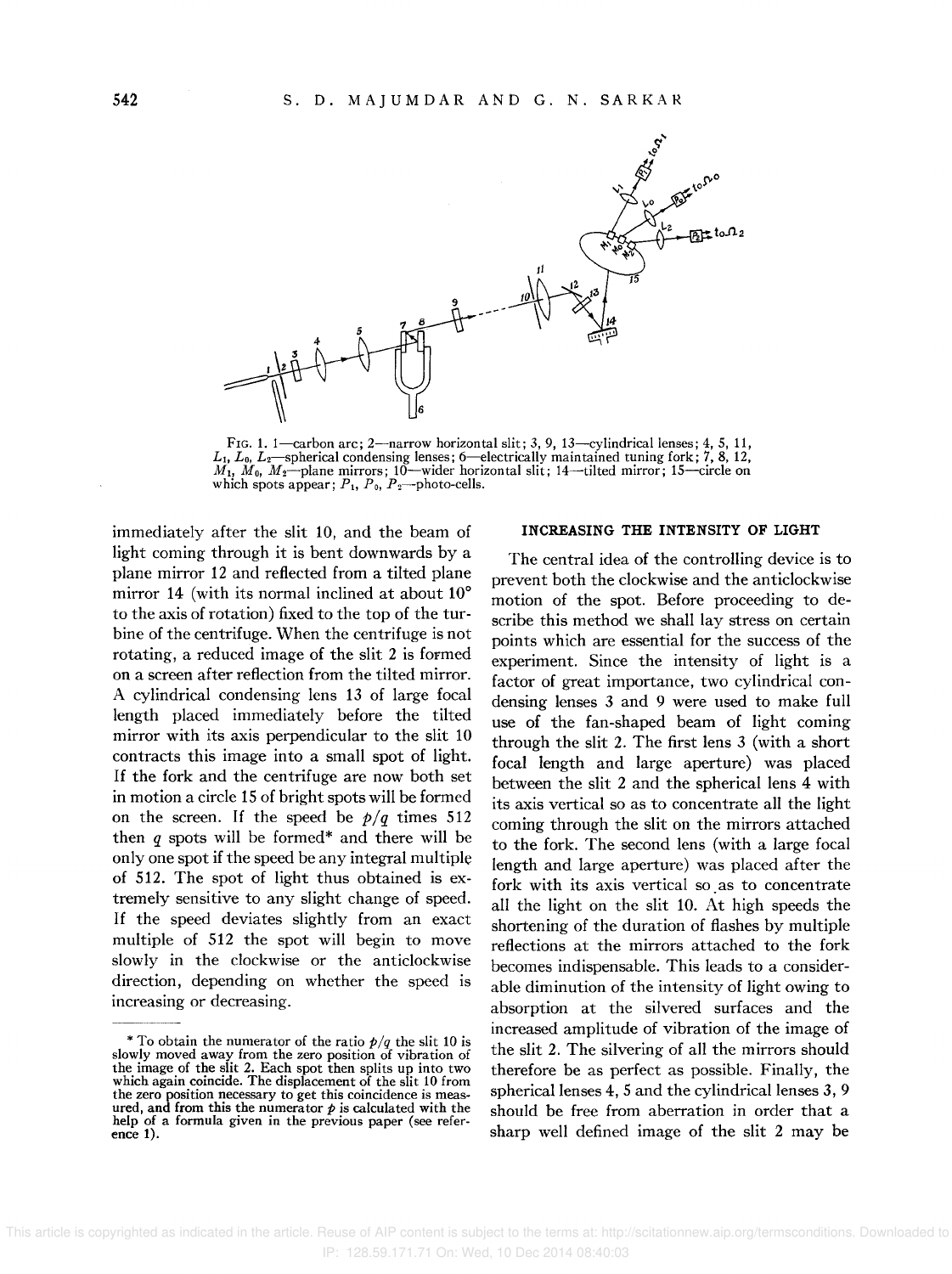FIG. 1. 1—carbon arc; 2—narrow horizontal slit; 3, 9, 13—cylindrical lenses; 4, 5, 11, $L_1$, $L_0$, $L_2$—spherical condensing lenses; 6—electrically maintained tuning fork; 7, 8, 12, $M_1$, $M_0$, $M_2$—plane mirrors; 10—wider horizontal slit; 14—tilted mirror; 15—circle on which spots appear; $P_1$, $P_0$, $P_2$—photo-cells.

immediately after the slit 10, and the beam of light coming through it is bent downwards by a plane mirror 12 and reflected from a tilted plane mirror 14 (with its normal inclined at about 10° to the axis of rotation) fixed to the top of the turbine of the centrifuge. When the centrifuge is not rotating, a reduced image of the slit 2 is formed on a screen after reflection from the tilted mirror. A cylindrical condensing lens 13 of large focal length placed immediately before the tilted mirror with its axis perpendicular to the slit 10 contracts this image into a small spot of light. If the fork and the centrifuge are now both set in motion a circle 15 of bright spots will be formed on the screen. If the speed be $p/q$ times 512 then $q$ spots will be formed* and there will be only one spot if the speed be any integral multiple of 512. The spot of light thus obtained is extremely sensitive to any slight change of speed. If the speed deviates slightly from an exact multiple of 512 the spot will begin to move slowly in the clockwise or the anticlockwise direction, depending on whether the speed is increasing or decreasing.

* To obtain the numerator of the ratio $p/q$ the slit 10 is slowly moved away from the zero position of vibration of the image of the slit 2. Each spot then splits up into two which again coincide. The displacement of the slit 10 from the zero position necessary to get this coincidence is measured, and from this the numerator $p$ is calculated with the help of a formula given in the previous paper (see reference 1).

## INCREASING THE INTENSITY OF LIGHT

The central idea of the controlling device is to prevent both the clockwise and the anticlockwise motion of the spot. Before proceeding to describe this method we shall lay stress on certain points which are essential for the success of the experiment. Since the intensity of light is a factor of great importance, two cylindrical condensing lenses 3 and 9 were used to make full use of the fan-shaped beam of light coming through the slit 2. The first lens 3 (with a short focal length and large aperture) was placed between the slit 2 and the spherical lens 4 with its axis vertical so as to concentrate all the light coming through the slit on the mirrors attached to the fork. The second lens (with a large focal length and large aperture) was placed after the fork with its axis vertical so as to concentrate all the light on the slit 10. At high speeds the shortening of the duration of flashes by multiple reflections at the mirrors attached to the fork becomes indispensable. This leads to a considerable diminution of the intensity of light owing to absorption at the silvered surfaces and the increased amplitude of vibration of the image of the slit 2. The silvering of all the mirrors should therefore be as perfect as possible. Finally, the spherical lenses 4, 5 and the cylindrical lenses 3, 9 should be free from aberration in order that a sharp well defined image of the slit 2 may be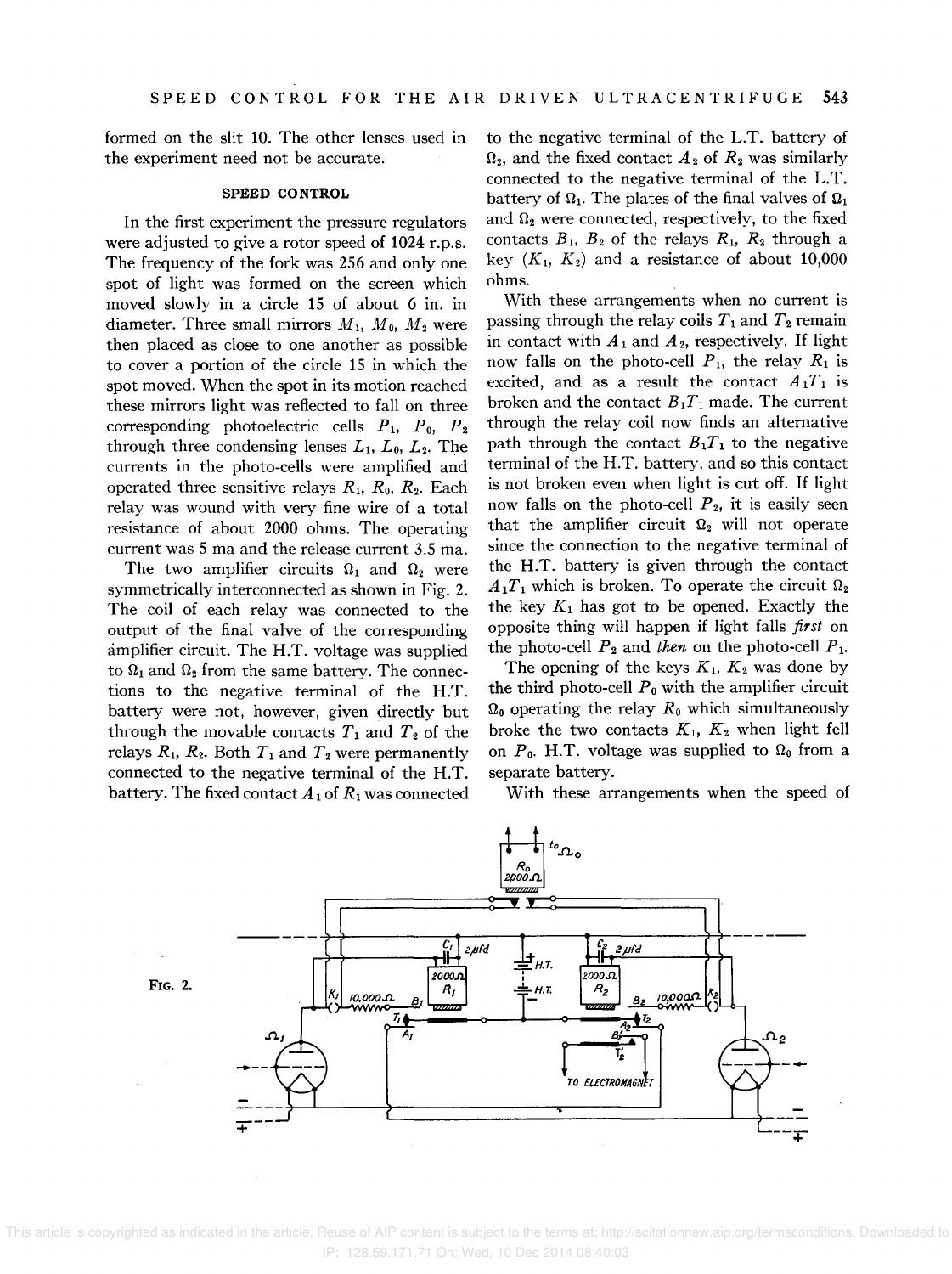formed on the slit 10. The other lenses used in the experiment need not be accurate.

### SPEED CONTROL

In the first experiment the pressure regulators were adjusted to give a rotor speed of 1024 r.p.s. The frequency of the fork was 256 and only one spot of light was formed on the screen which moved slowly in a circle 15 of about 6 in. in diameter. Three small mirrors $M_1$, $M_0$, $M_2$ were then placed as close to one another as possible to cover a portion of the circle 15 in which the spot moved. When the spot in its motion reached these mirrors light was reflected to fall on three corresponding photoelectric cells $P_1$, $P_0$, $P_2$ through three condensing lenses $L_1$, $L_0$, $L_2$. The currents in the photo-cells were amplified and operated three sensitive relays $R_1$, $R_0$, $R_2$. Each relay was wound with very fine wire of a total resistance of about 2000 ohms. The operating current was 5 ma and the release current 3.5 ma.

The two amplifier circuits $\Omega_1$ and $\Omega_2$ were symmetrically interconnected as shown in Fig. 2. The coil of each relay was connected to the output of the final valve of the corresponding amplifier circuit. The H.T. voltage was supplied to $\Omega_1$ and $\Omega_2$ from the same battery. The connections to the negative terminal of the H.T. battery were not, however, given directly but through the movable contacts $T_1$ and $T_2$ of the relays $R_1$, $R_2$. Both $T_1$ and $T_2$ were permanently connected to the negative terminal of the H.T. battery. The fixed contact $A_1$ of $R_1$ was connected to the negative terminal of the L.T. battery of $\Omega_2$, and the fixed contact $A_2$ of $R_2$ was similarly connected to the negative terminal of the L.T. battery of $\Omega_1$. The plates of the final valves of $\Omega_1$ and $\Omega_2$ were connected, respectively, to the fixed contacts $B_1$, $B_2$ of the relays $R_1$, $R_2$ through a key ($K_1$, $K_2$) and a resistance of about 10,000 ohms.

With these arrangements when no current is passing through the relay coils $T_1$ and $T_2$ remain in contact with $A_1$ and $A_2$, respectively. If light now falls on the photo-cell $P_1$, the relay $R_1$ is excited, and as a result the contact $A_1T_1$ is broken and the contact $B_1T_1$ made. The current through the relay coil now finds an alternative path through the contact $B_1T_1$ to the negative terminal of the H.T. battery, and so this contact is not broken even when light is cut off. If light now falls on the photo-cell $P_2$, it is easily seen that the amplifier circuit $\Omega_2$ will not operate since the connection to the negative terminal of the H.T. battery is given through the contact $A_1T_1$ which is broken. To operate the circuit $\Omega_2$ the key $K_1$ has got to be opened. Exactly the opposite thing will happen if light falls *first* on the photo-cell $P_2$ and *then* on the photo-cell $P_1$.

The opening of the keys $K_1$, $K_2$ was done by the third photo-cell $P_0$ with the amplifier circuit $\Omega_0$ operating the relay $R_0$ which simultaneously broke the two contacts $K_1$, $K_2$ when light fell on $P_0$. H.T. voltage was supplied to $\Omega_0$ from a separate battery.

With these arrangements when the speed of

FIG. 2.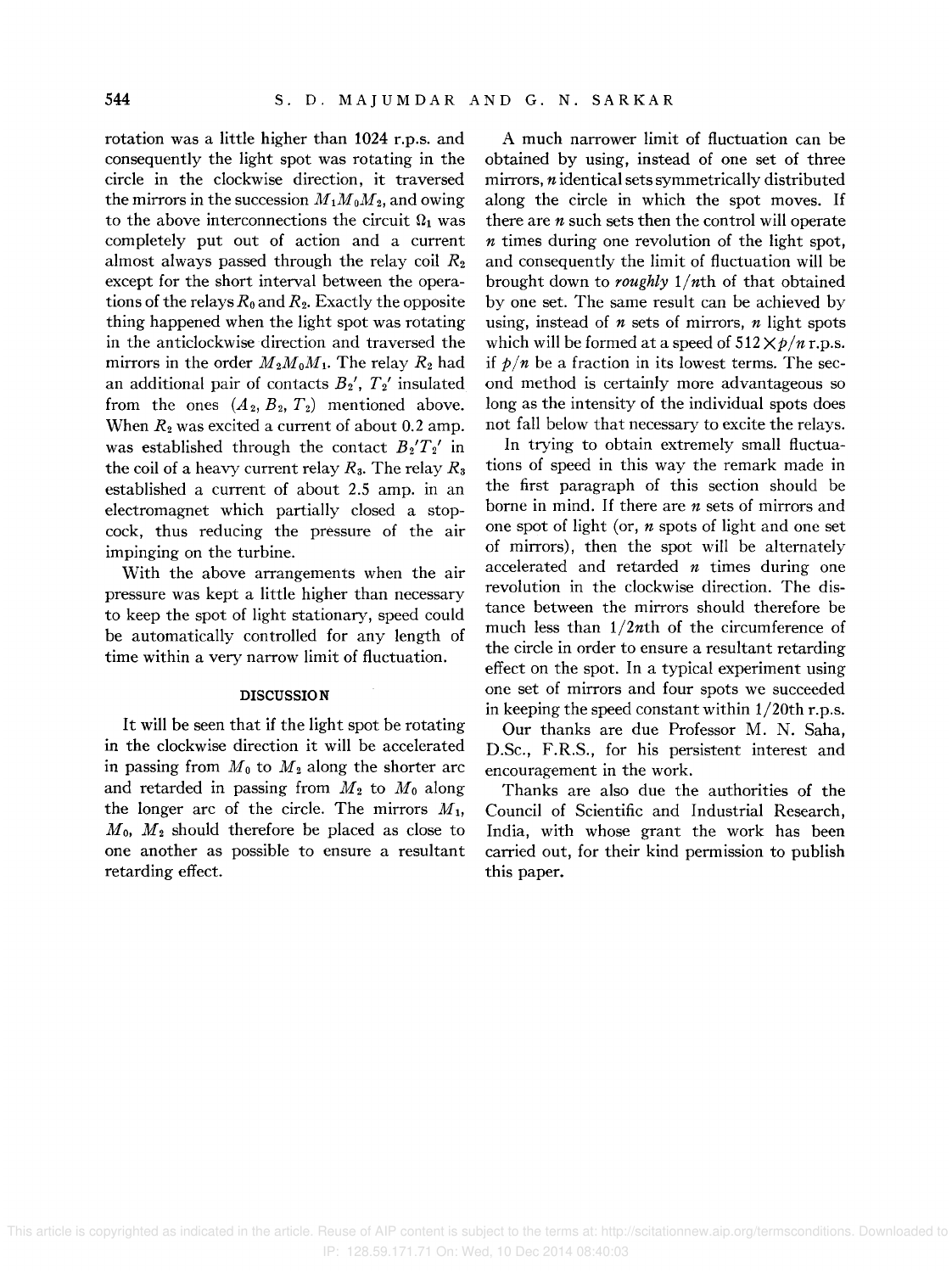rotation was a little higher than 1024 r.p.s. and consequently the light spot was rotating in the circle in the clockwise direction, it traversed the mirrors in the succession $M_1M_0M_2$, and owing to the above interconnections the circuit $\Omega_1$ was completely put out of action and a current almost always passed through the relay coil $R_2$ except for the short interval between the operations of the relays $R_0$ and $R_2$. Exactly the opposite thing happened when the light spot was rotating in the anticlockwise direction and traversed the mirrors in the order $M_2M_0M_1$. The relay $R_2$ had an additional pair of contacts $B_2'$, $T_2'$ insulated from the ones $(A_2, B_2, T_2)$ mentioned above. When $R_2$ was excited a current of about 0.2 amp. was established through the contact $B_2'T_2'$ in the coil of a heavy current relay $R_3$. The relay $R_3$ established a current of about 2.5 amp. in an electromagnet which partially closed a stopcock, thus reducing the pressure of the air impinging on the turbine.

With the above arrangements when the air pressure was kept a little higher than necessary to keep the spot of light stationary, speed could be automatically controlled for any length of time within a very narrow limit of fluctuation.

## DISCUSSION

It will be seen that if the light spot be rotating in the clockwise direction it will be accelerated in passing from $M_0$ to $M_2$ along the shorter arc and retarded in passing from $M_2$ to $M_0$ along the longer arc of the circle. The mirrors $M_1$, $M_0$, $M_2$ should therefore be placed as close to one another as possible to ensure a resultant retarding effect.

A much narrower limit of fluctuation can be obtained by using, instead of one set of three mirrors, $n$ identical sets symmetrically distributed along the circle in which the spot moves. If there are $n$ such sets then the control will operate $n$ times during one revolution of the light spot, and consequently the limit of fluctuation will be brought down to *roughly* $1/n$th of that obtained by one set. The same result can be achieved by using, instead of $n$ sets of mirrors, $n$ light spots which will be formed at a speed of $512 \times p/n$ r.p.s. if $p/n$ be a fraction in its lowest terms. The second method is certainly more advantageous so long as the intensity of the individual spots does not fall below that necessary to excite the relays.

In trying to obtain extremely small fluctuations of speed in this way the remark made in the first paragraph of this section should be borne in mind. If there are $n$ sets of mirrors and one spot of light (or, $n$ spots of light and one set of mirrors), then the spot will be alternately accelerated and retarded $n$ times during one revolution in the clockwise direction. The distance between the mirrors should therefore be much less than $1/2n$th of the circumference of the circle in order to ensure a resultant retarding effect on the spot. In a typical experiment using one set of mirrors and four spots we succeeded in keeping the speed constant within $1/20$th r.p.s.

Our thanks are due Professor M. N. Saha, D.Sc., F.R.S., for his persistent interest and encouragement in the work.

Thanks are also due the authorities of the Council of Scientific and Industrial Research, India, with whose grant the work has been carried out, for their kind permission to publish this paper.